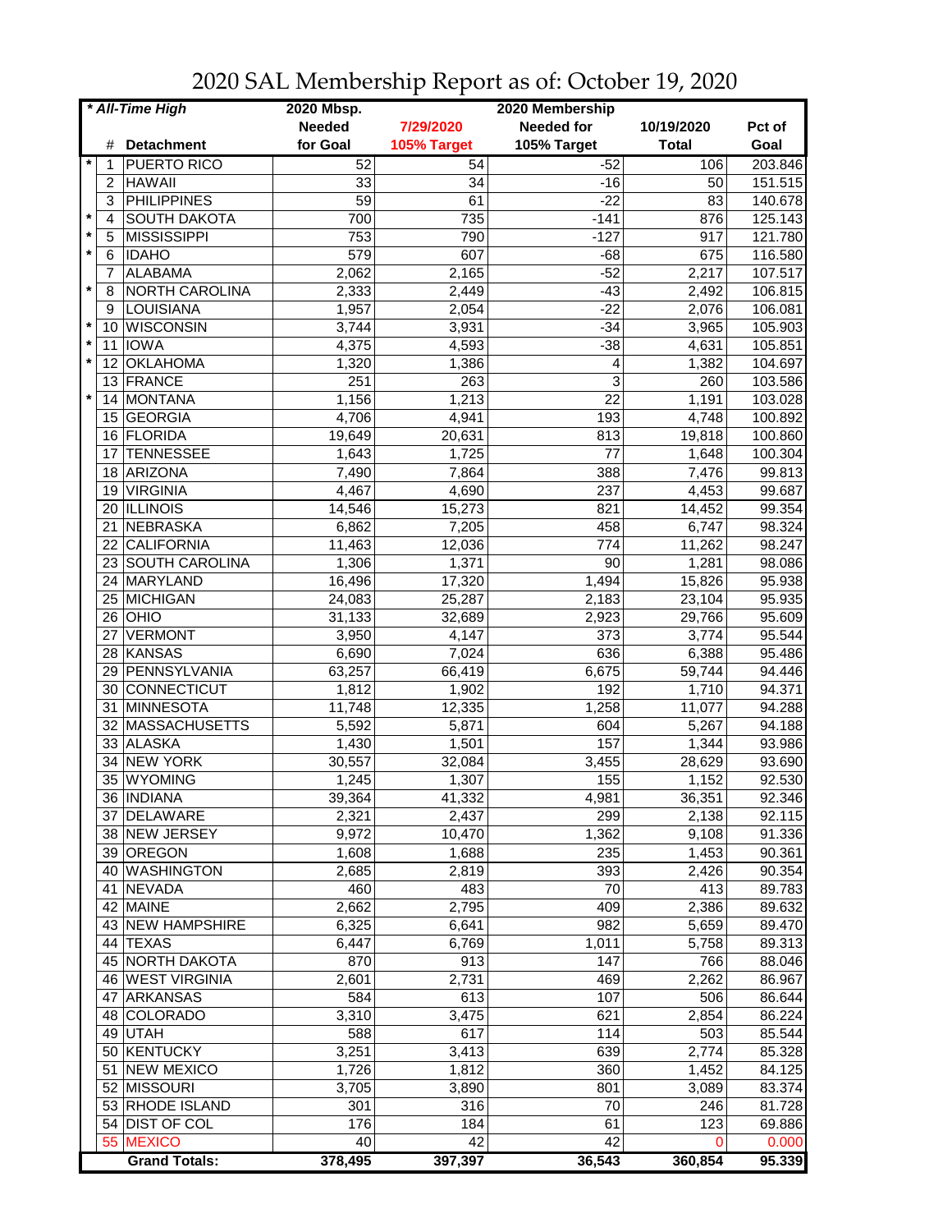# 2020 SAL Membership Report as of: October 19, 2020

| * All-Time High | | | 2020 Mbsp. | | 2020 Membership | | |
|---|---|---|---|---|---|---|---|
| | # | Detachment | Needed for Goal | 7/29/2020 105% Target | Needed for 105% Target | 10/19/2020 Total | Pct of Goal |
| * | 1 | PUERTO RICO | 52 | 54 | -52 | 106 | 203.846 |
| | 2 | HAWAII | 33 | 34 | -16 | 50 | 151.515 |
| | 3 | PHILIPPINES | 59 | 61 | -22 | 83 | 140.678 |
| * | 4 | SOUTH DAKOTA | 700 | 735 | -141 | 876 | 125.143 |
| * | 5 | MISSISSIPPI | 753 | 790 | -127 | 917 | 121.780 |
| * | 6 | IDAHO | 579 | 607 | -68 | 675 | 116.580 |
| | 7 | ALABAMA | 2,062 | 2,165 | -52 | 2,217 | 107.517 |
| * | 8 | NORTH CAROLINA | 2,333 | 2,449 | -43 | 2,492 | 106.815 |
| | 9 | LOUISIANA | 1,957 | 2,054 | -22 | 2,076 | 106.081 |
| * | 10 | WISCONSIN | 3,744 | 3,931 | -34 | 3,965 | 105.903 |
| * | 11 | IOWA | 4,375 | 4,593 | -38 | 4,631 | 105.851 |
| * | 12 | OKLAHOMA | 1,320 | 1,386 | 4 | 1,382 | 104.697 |
| | 13 | FRANCE | 251 | 263 | 3 | 260 | 103.586 |
| * | 14 | MONTANA | 1,156 | 1,213 | 22 | 1,191 | 103.028 |
| | 15 | GEORGIA | 4,706 | 4,941 | 193 | 4,748 | 100.892 |
| | 16 | FLORIDA | 19,649 | 20,631 | 813 | 19,818 | 100.860 |
| | 17 | TENNESSEE | 1,643 | 1,725 | 77 | 1,648 | 100.304 |
| | 18 | ARIZONA | 7,490 | 7,864 | 388 | 7,476 | 99.813 |
| | 19 | VIRGINIA | 4,467 | 4,690 | 237 | 4,453 | 99.687 |
| | 20 | ILLINOIS | 14,546 | 15,273 | 821 | 14,452 | 99.354 |
| | 21 | NEBRASKA | 6,862 | 7,205 | 458 | 6,747 | 98.324 |
| | 22 | CALIFORNIA | 11,463 | 12,036 | 774 | 11,262 | 98.247 |
| | 23 | SOUTH CAROLINA | 1,306 | 1,371 | 90 | 1,281 | 98.086 |
| | 24 | MARYLAND | 16,496 | 17,320 | 1,494 | 15,826 | 95.938 |
| | 25 | MICHIGAN | 24,083 | 25,287 | 2,183 | 23,104 | 95.935 |
| | 26 | OHIO | 31,133 | 32,689 | 2,923 | 29,766 | 95.609 |
| | 27 | VERMONT | 3,950 | 4,147 | 373 | 3,774 | 95.544 |
| | 28 | KANSAS | 6,690 | 7,024 | 636 | 6,388 | 95.486 |
| | 29 | PENNSYLVANIA | 63,257 | 66,419 | 6,675 | 59,744 | 94.446 |
| | 30 | CONNECTICUT | 1,812 | 1,902 | 192 | 1,710 | 94.371 |
| | 31 | MINNESOTA | 11,748 | 12,335 | 1,258 | 11,077 | 94.288 |
| | 32 | MASSACHUSETTS | 5,592 | 5,871 | 604 | 5,267 | 94.188 |
| | 33 | ALASKA | 1,430 | 1,501 | 157 | 1,344 | 93.986 |
| | 34 | NEW YORK | 30,557 | 32,084 | 3,455 | 28,629 | 93.690 |
| | 35 | WYOMING | 1,245 | 1,307 | 155 | 1,152 | 92.530 |
| | 36 | INDIANA | 39,364 | 41,332 | 4,981 | 36,351 | 92.346 |
| | 37 | DELAWARE | 2,321 | 2,437 | 299 | 2,138 | 92.115 |
| | 38 | NEW JERSEY | 9,972 | 10,470 | 1,362 | 9,108 | 91.336 |
| | 39 | OREGON | 1,608 | 1,688 | 235 | 1,453 | 90.361 |
| | 40 | WASHINGTON | 2,685 | 2,819 | 393 | 2,426 | 90.354 |
| | 41 | NEVADA | 460 | 483 | 70 | 413 | 89.783 |
| | 42 | MAINE | 2,662 | 2,795 | 409 | 2,386 | 89.632 |
| | 43 | NEW HAMPSHIRE | 6,325 | 6,641 | 982 | 5,659 | 89.470 |
| | 44 | TEXAS | 6,447 | 6,769 | 1,011 | 5,758 | 89.313 |
| | 45 | NORTH DAKOTA | 870 | 913 | 147 | 766 | 88.046 |
| | 46 | WEST VIRGINIA | 2,601 | 2,731 | 469 | 2,262 | 86.967 |
| | 47 | ARKANSAS | 584 | 613 | 107 | 506 | 86.644 |
| | 48 | COLORADO | 3,310 | 3,475 | 621 | 2,854 | 86.224 |
| | 49 | UTAH | 588 | 617 | 114 | 503 | 85.544 |
| | 50 | KENTUCKY | 3,251 | 3,413 | 639 | 2,774 | 85.328 |
| | 51 | NEW MEXICO | 1,726 | 1,812 | 360 | 1,452 | 84.125 |
| | 52 | MISSOURI | 3,705 | 3,890 | 801 | 3,089 | 83.374 |
| | 53 | RHODE ISLAND | 301 | 316 | 70 | 246 | 81.728 |
| | 54 | DIST OF COL | 176 | 184 | 61 | 123 | 69.886 |
| | 55 | MEXICO | 40 | 42 | 42 | 0 | 0.000 |
| | | **Grand Totals:** | **378,495** | **397,397** | **36,543** | **360,854** | **95.339** |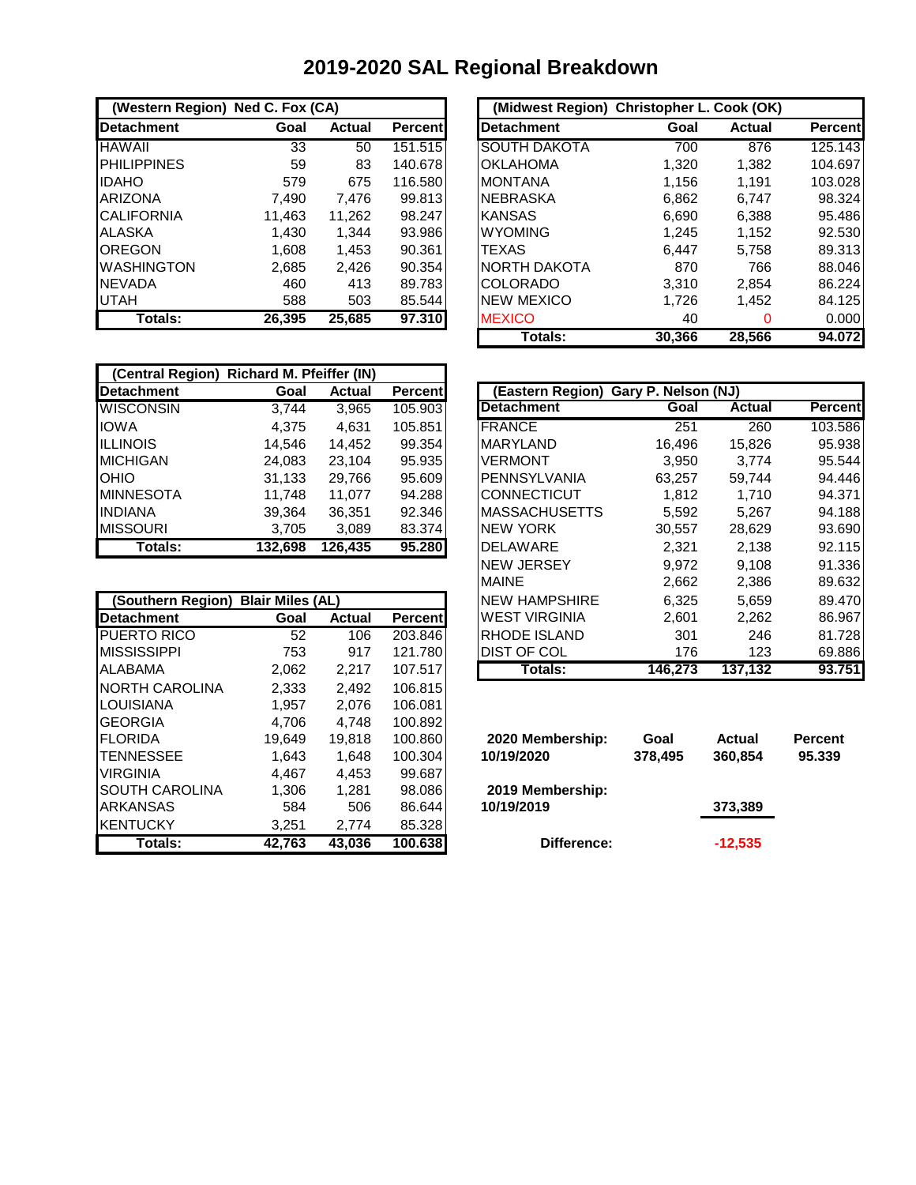# 2019-2020 SAL Regional Breakdown

| (Western Region) Ned C. Fox (CA) | | | |
|---|---|---|---|
| Detachment | Goal | Actual | Percent |
| HAWAII | 33 | 50 | 151.515 |
| PHILIPPINES | 59 | 83 | 140.678 |
| IDAHO | 579 | 675 | 116.580 |
| ARIZONA | 7,490 | 7,476 | 99.813 |
| CALIFORNIA | 11,463 | 11,262 | 98.247 |
| ALASKA | 1,430 | 1,344 | 93.986 |
| OREGON | 1,608 | 1,453 | 90.361 |
| WASHINGTON | 2,685 | 2,426 | 90.354 |
| NEVADA | 460 | 413 | 89.783 |
| UTAH | 588 | 503 | 85.544 |
| **Totals:** | **26,395** | **25,685** | **97.310** |

| (Midwest Region) Christopher L. Cook (OK) | | | |
|---|---|---|---|
| Detachment | Goal | Actual | Percent |
| SOUTH DAKOTA | 700 | 876 | 125.143 |
| OKLAHOMA | 1,320 | 1,382 | 104.697 |
| MONTANA | 1,156 | 1,191 | 103.028 |
| NEBRASKA | 6,862 | 6,747 | 98.324 |
| KANSAS | 6,690 | 6,388 | 95.486 |
| WYOMING | 1,245 | 1,152 | 92.530 |
| TEXAS | 6,447 | 5,758 | 89.313 |
| NORTH DAKOTA | 870 | 766 | 88.046 |
| COLORADO | 3,310 | 2,854 | 86.224 |
| NEW MEXICO | 1,726 | 1,452 | 84.125 |
| MEXICO | 40 | 0 | 0.000 |
| **Totals:** | **30,366** | **28,566** | **94.072** |

| (Central Region) Richard M. Pfeiffer (IN) | | | |
|---|---|---|---|
| Detachment | Goal | Actual | Percent |
| WISCONSIN | 3,744 | 3,965 | 105.903 |
| IOWA | 4,375 | 4,631 | 105.851 |
| ILLINOIS | 14,546 | 14,452 | 99.354 |
| MICHIGAN | 24,083 | 23,104 | 95.935 |
| OHIO | 31,133 | 29,766 | 95.609 |
| MINNESOTA | 11,748 | 11,077 | 94.288 |
| INDIANA | 39,364 | 36,351 | 92.346 |
| MISSOURI | 3,705 | 3,089 | 83.374 |
| **Totals:** | **132,698** | **126,435** | **95.280** |

| (Eastern Region) Gary P. Nelson (NJ) | | | |
|---|---|---|---|
| Detachment | Goal | Actual | Percent |
| FRANCE | 251 | 260 | 103.586 |
| MARYLAND | 16,496 | 15,826 | 95.938 |
| VERMONT | 3,950 | 3,774 | 95.544 |
| PENNSYLVANIA | 63,257 | 59,744 | 94.446 |
| CONNECTICUT | 1,812 | 1,710 | 94.371 |
| MASSACHUSETTS | 5,592 | 5,267 | 94.188 |
| NEW YORK | 30,557 | 28,629 | 93.690 |
| DELAWARE | 2,321 | 2,138 | 92.115 |
| NEW JERSEY | 9,972 | 9,108 | 91.336 |
| MAINE | 2,662 | 2,386 | 89.632 |
| NEW HAMPSHIRE | 6,325 | 5,659 | 89.470 |
| WEST VIRGINIA | 2,601 | 2,262 | 86.967 |
| RHODE ISLAND | 301 | 246 | 81.728 |
| DIST OF COL | 176 | 123 | 69.886 |
| **Totals:** | **146,273** | **137,132** | **93.751** |

| (Southern Region) Blair Miles (AL) | | | |
|---|---|---|---|
| Detachment | Goal | Actual | Percent |
| PUERTO RICO | 52 | 106 | 203.846 |
| MISSISSIPPI | 753 | 917 | 121.780 |
| ALABAMA | 2,062 | 2,217 | 107.517 |
| NORTH CAROLINA | 2,333 | 2,492 | 106.815 |
| LOUISIANA | 1,957 | 2,076 | 106.081 |
| GEORGIA | 4,706 | 4,748 | 100.892 |
| FLORIDA | 19,649 | 19,818 | 100.860 |
| TENNESSEE | 1,643 | 1,648 | 100.304 |
| VIRGINIA | 4,467 | 4,453 | 99.687 |
| SOUTH CAROLINA | 1,306 | 1,281 | 98.086 |
| ARKANSAS | 584 | 506 | 86.644 |
| KENTUCKY | 3,251 | 2,774 | 85.328 |
| **Totals:** | **42,763** | **43,036** | **100.638** |

| | Goal | Actual | Percent |
|---|---|---|---|
| **2020 Membership:** 10/19/2020 | **378,495** | **360,854** | **95.339** |
| **2019 Membership:** 10/19/2019 | | **373,389** | |
| **Difference:** | | **-12,535** | |